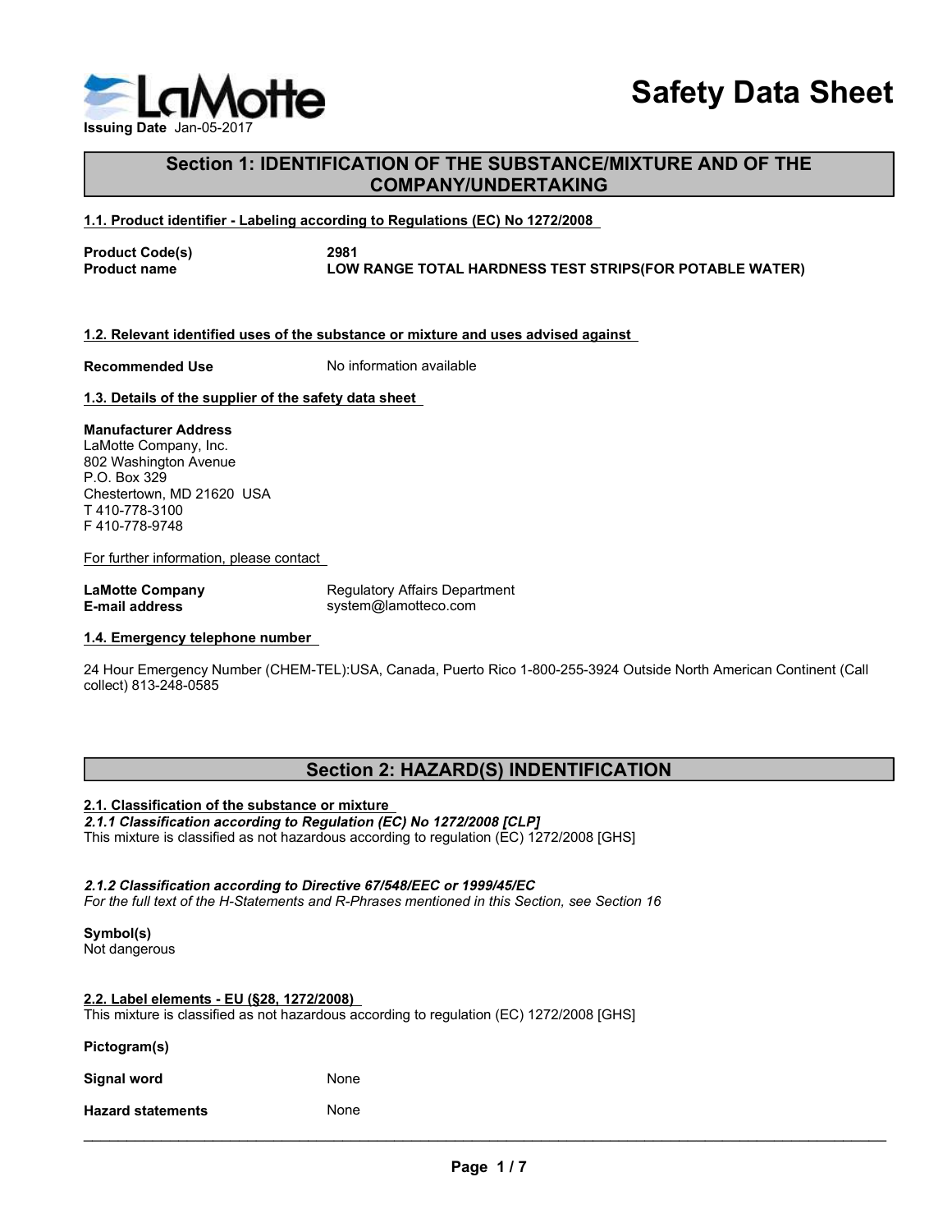LaMotte

**Issuing Date** Jan-05-2017

# Safety Data Sheet

## Section 1: IDENTIFICATION OF THE SUBSTANCE/MIXTURE AND OF THE COMPANY/UNDERTAKING

### 1.1. Product identifier - Labeling according to Regulations (EC) No 1272/2008

**Product Code(s)** **2981**
**Product name** **LOW RANGE TOTAL HARDNESS TEST STRIPS(FOR POTABLE WATER)**

### 1.2. Relevant identified uses of the substance or mixture and uses advised against

**Recommended Use** No information available

### 1.3. Details of the supplier of the safety data sheet

**Manufacturer Address**
LaMotte Company, Inc.
802 Washington Avenue
P.O. Box 329
Chestertown, MD 21620 USA
T 410-778-3100
F 410-778-9748

For further information, please contact

**LaMotte Company** Regulatory Affairs Department
**E-mail address** system@lamotteco.com

### 1.4. Emergency telephone number

24 Hour Emergency Number (CHEM-TEL):USA, Canada, Puerto Rico 1-800-255-3924 Outside North American Continent (Call collect) 813-248-0585

## Section 2: HAZARD(S) INDENTIFICATION

### 2.1. Classification of the substance or mixture

***2.1.1 Classification according to Regulation (EC) No 1272/2008 [CLP]***
This mixture is classified as not hazardous according to regulation (EC) 1272/2008 [GHS]

***2.1.2 Classification according to Directive 67/548/EEC or 1999/45/EC***
*For the full text of the H-Statements and R-Phrases mentioned in this Section, see Section 16*

**Symbol(s)**
Not dangerous

### 2.2. Label elements - EU (§28, 1272/2008)

This mixture is classified as not hazardous according to regulation (EC) 1272/2008 [GHS]

**Pictogram(s)**

**Signal word** None

**Hazard statements** None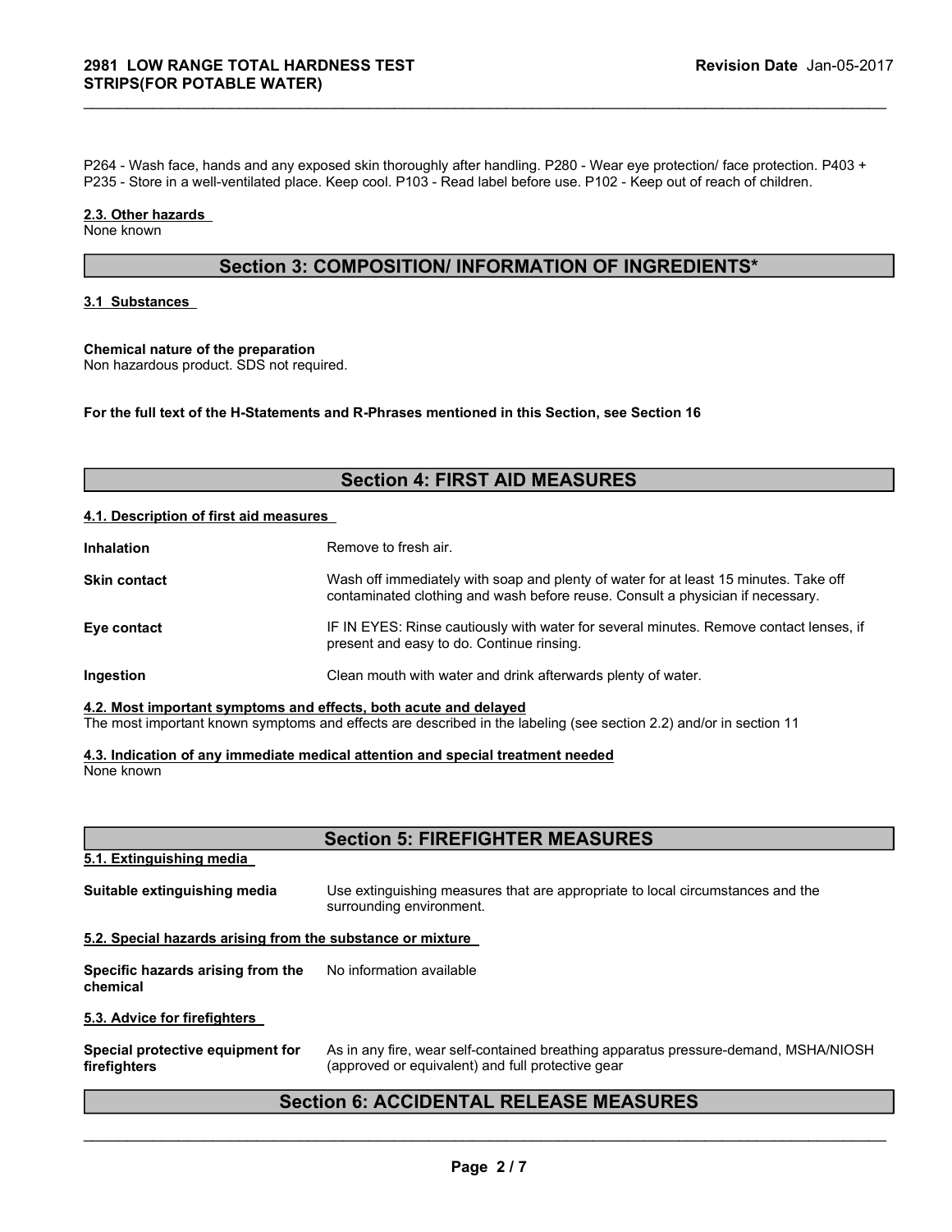P264 - Wash face, hands and any exposed skin thoroughly after handling. P280 - Wear eye protection/ face protection. P403 + P235 - Store in a well-ventilated place. Keep cool. P103 - Read label before use. P102 - Keep out of reach of children.

**2.3. Other hazards**

None known

## Section 3: COMPOSITION/ INFORMATION OF INGREDIENTS*

**3.1 Substances**

**Chemical nature of the preparation**

Non hazardous product. SDS not required.

**For the full text of the H-Statements and R-Phrases mentioned in this Section, see Section 16**

## Section 4: FIRST AID MEASURES

**4.1. Description of first aid measures**

| | |
|---|---|
| **Inhalation** | Remove to fresh air. |
| **Skin contact** | Wash off immediately with soap and plenty of water for at least 15 minutes. Take off contaminated clothing and wash before reuse. Consult a physician if necessary. |
| **Eye contact** | IF IN EYES: Rinse cautiously with water for several minutes. Remove contact lenses, if present and easy to do. Continue rinsing. |
| **Ingestion** | Clean mouth with water and drink afterwards plenty of water. |

**4.2. Most important symptoms and effects, both acute and delayed**

The most important known symptoms and effects are described in the labeling (see section 2.2) and/or in section 11

**4.3. Indication of any immediate medical attention and special treatment needed**

None known

## Section 5: FIREFIGHTER MEASURES

**5.1. Extinguishing media**

| | |
|---|---|
| **Suitable extinguishing media** | Use extinguishing measures that are appropriate to local circumstances and the surrounding environment. |

**5.2. Special hazards arising from the substance or mixture**

| | |
|---|---|
| **Specific hazards arising from the chemical** | No information available |

**5.3. Advice for firefighters**

| | |
|---|---|
| **Special protective equipment for firefighters** | As in any fire, wear self-contained breathing apparatus pressure-demand, MSHA/NIOSH (approved or equivalent) and full protective gear |

## Section 6: ACCIDENTAL RELEASE MEASURES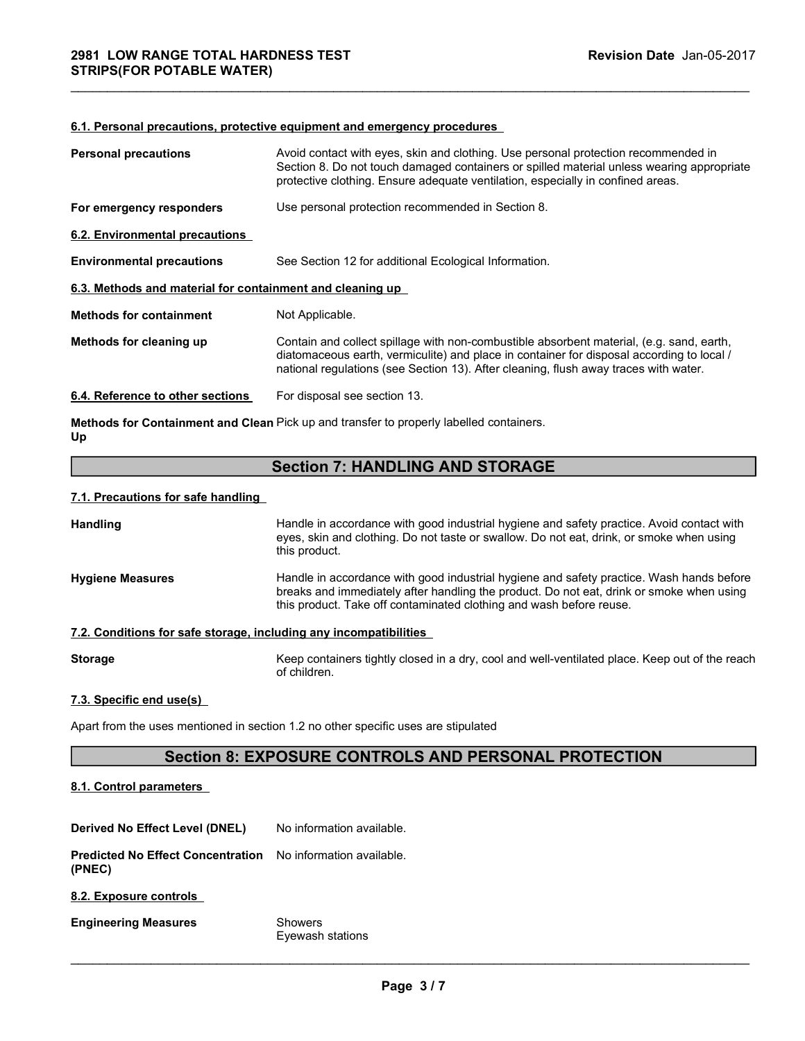#### 6.1. Personal precautions, protective equipment and emergency procedures

**Personal precautions**

Avoid contact with eyes, skin and clothing. Use personal protection recommended in Section 8. Do not touch damaged containers or spilled material unless wearing appropriate protective clothing. Ensure adequate ventilation, especially in confined areas.

**For emergency responders**

Use personal protection recommended in Section 8.

#### 6.2. Environmental precautions

**Environmental precautions**

See Section 12 for additional Ecological Information.

#### 6.3. Methods and material for containment and cleaning up

**Methods for containment**

Not Applicable.

**Methods for cleaning up**

Contain and collect spillage with non-combustible absorbent material, (e.g. sand, earth, diatomaceous earth, vermiculite) and place in container for disposal according to local / national regulations (see Section 13). After cleaning, flush away traces with water.

#### 6.4. Reference to other sections

For disposal see section 13.

**Methods for Containment and Clean Up**

Pick up and transfer to properly labelled containers.

## Section 7: HANDLING AND STORAGE

#### 7.1. Precautions for safe handling

**Handling**

Handle in accordance with good industrial hygiene and safety practice. Avoid contact with eyes, skin and clothing. Do not taste or swallow. Do not eat, drink, or smoke when using this product.

**Hygiene Measures**

Handle in accordance with good industrial hygiene and safety practice. Wash hands before breaks and immediately after handling the product. Do not eat, drink or smoke when using this product. Take off contaminated clothing and wash before reuse.

#### 7.2. Conditions for safe storage, including any incompatibilities

**Storage**

Keep containers tightly closed in a dry, cool and well-ventilated place. Keep out of the reach of children.

#### 7.3. Specific end use(s)

Apart from the uses mentioned in section 1.2 no other specific uses are stipulated

## Section 8: EXPOSURE CONTROLS AND PERSONAL PROTECTION

#### 8.1. Control parameters

**Derived No Effect Level (DNEL)**

No information available.

**Predicted No Effect Concentration (PNEC)**

No information available.

#### 8.2. Exposure controls

**Engineering Measures**

Showers
Eyewash stations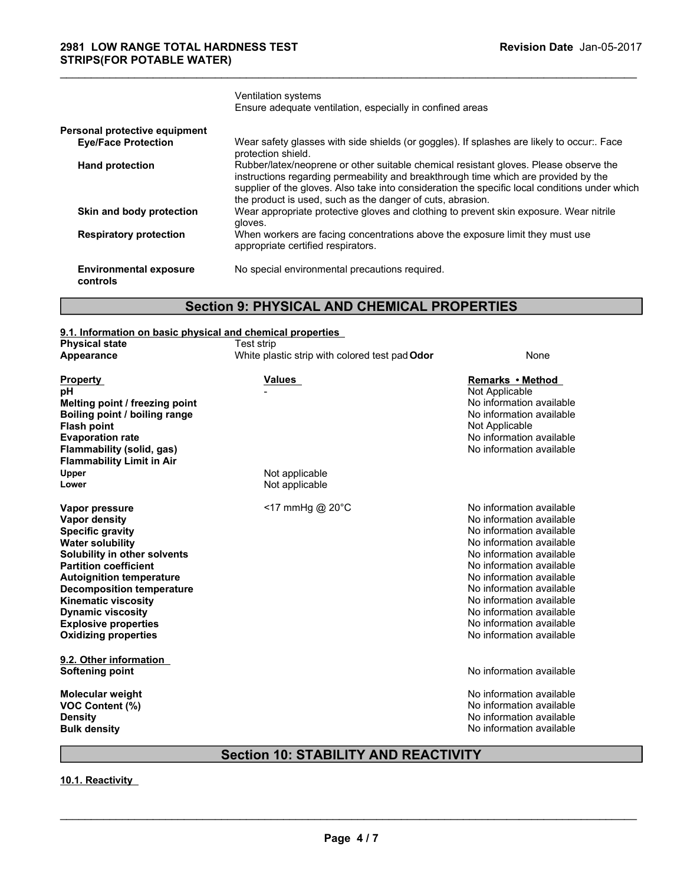| | |
|---|---|
| | Ventilation systems<br>Ensure adequate ventilation, especially in confined areas |
| **Personal protective equipment** | |
| **Eye/Face Protection** | Wear safety glasses with side shields (or goggles). If splashes are likely to occur:. Face protection shield. |
| **Hand protection** | Rubber/latex/neoprene or other suitable chemical resistant gloves. Please observe the instructions regarding permeability and breakthrough time which are provided by the supplier of the gloves. Also take into consideration the specific local conditions under which the product is used, such as the danger of cuts, abrasion. |
| **Skin and body protection** | Wear appropriate protective gloves and clothing to prevent skin exposure. Wear nitrile gloves. |
| **Respiratory protection** | When workers are facing concentrations above the exposure limit they must use appropriate certified respirators. |
| **Environmental exposure controls** | No special environmental precautions required. |

## Section 9: PHYSICAL AND CHEMICAL PROPERTIES

**9.1. Information on basic physical and chemical properties**

**Physical state** Test strip
**Appearance** White plastic strip with colored test pad **Odor** None

| Property | Values | Remarks • Method |
|---|---|---|
| **pH** | - | Not Applicable |
| **Melting point / freezing point** | | No information available |
| **Boiling point / boiling range** | | No information available |
| **Flash point** | | Not Applicable |
| **Evaporation rate** | | No information available |
| **Flammability (solid, gas)** | | No information available |
| **Flammability Limit in Air** | | |
| **Upper** | Not applicable | |
| **Lower** | Not applicable | |
| **Vapor pressure** | <17 mmHg @ 20°C | No information available |
| **Vapor density** | | No information available |
| **Specific gravity** | | No information available |
| **Water solubility** | | No information available |
| **Solubility in other solvents** | | No information available |
| **Partition coefficient** | | No information available |
| **Autoignition temperature** | | No information available |
| **Decomposition temperature** | | No information available |
| **Kinematic viscosity** | | No information available |
| **Dynamic viscosity** | | No information available |
| **Explosive properties** | | No information available |
| **Oxidizing properties** | | No information available |

**9.2. Other information**

| | | |
|---|---|---|
| **Softening point** | | No information available |
| **Molecular weight** | | No information available |
| **VOC Content (%)** | | No information available |
| **Density** | | No information available |
| **Bulk density** | | No information available |

## Section 10: STABILITY AND REACTIVITY

**10.1. Reactivity**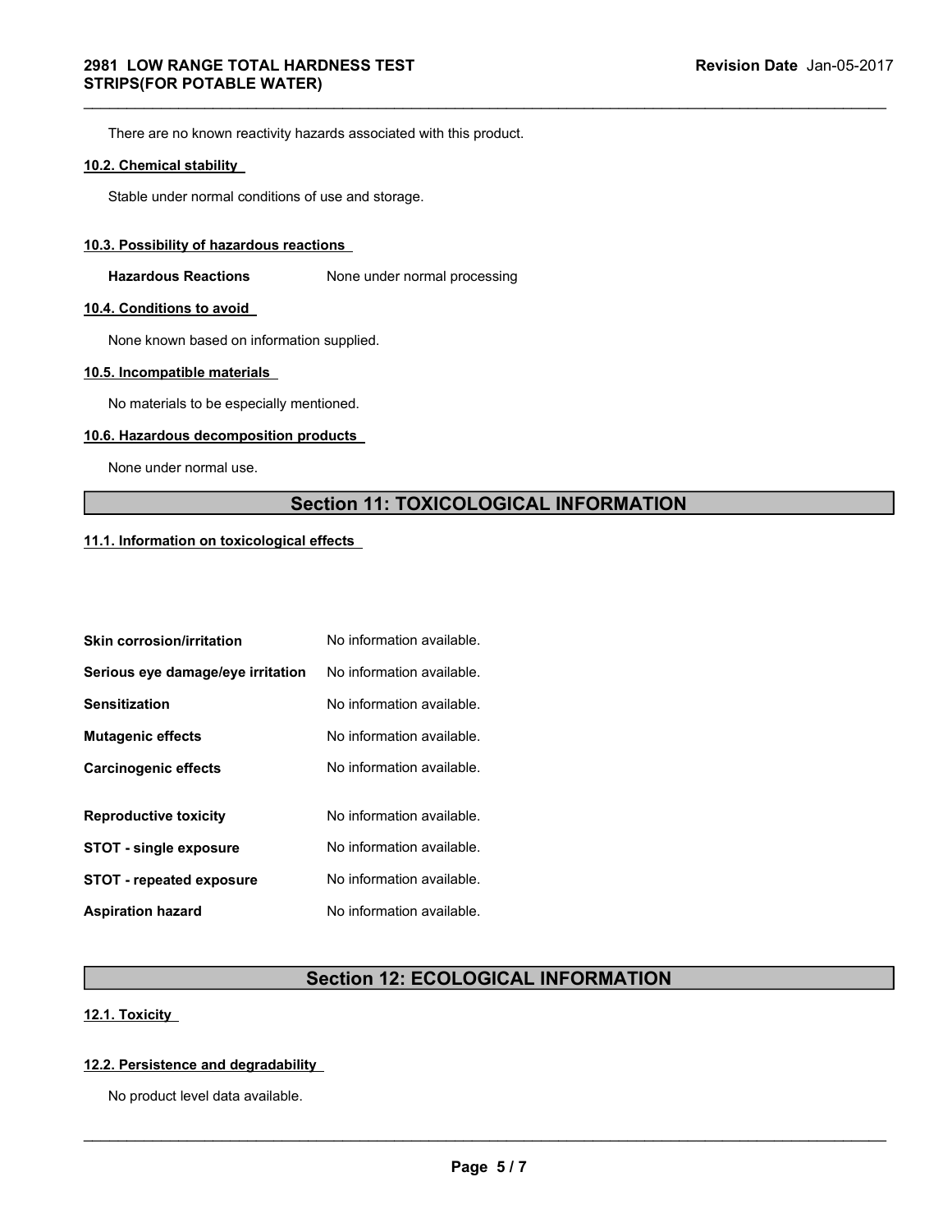There are no known reactivity hazards associated with this product.

### 10.2. Chemical stability

Stable under normal conditions of use and storage.

### 10.3. Possibility of hazardous reactions

**Hazardous Reactions** None under normal processing

### 10.4. Conditions to avoid

None known based on information supplied.

### 10.5. Incompatible materials

No materials to be especially mentioned.

### 10.6. Hazardous decomposition products

None under normal use.

## Section 11: TOXICOLOGICAL INFORMATION

### 11.1. Information on toxicological effects

| | |
|---|---|
| **Skin corrosion/irritation** | No information available. |
| **Serious eye damage/eye irritation** | No information available. |
| **Sensitization** | No information available. |
| **Mutagenic effects** | No information available. |
| **Carcinogenic effects** | No information available. |
| **Reproductive toxicity** | No information available. |
| **STOT - single exposure** | No information available. |
| **STOT - repeated exposure** | No information available. |
| **Aspiration hazard** | No information available. |

## Section 12: ECOLOGICAL INFORMATION

### 12.1. Toxicity

### 12.2. Persistence and degradability

No product level data available.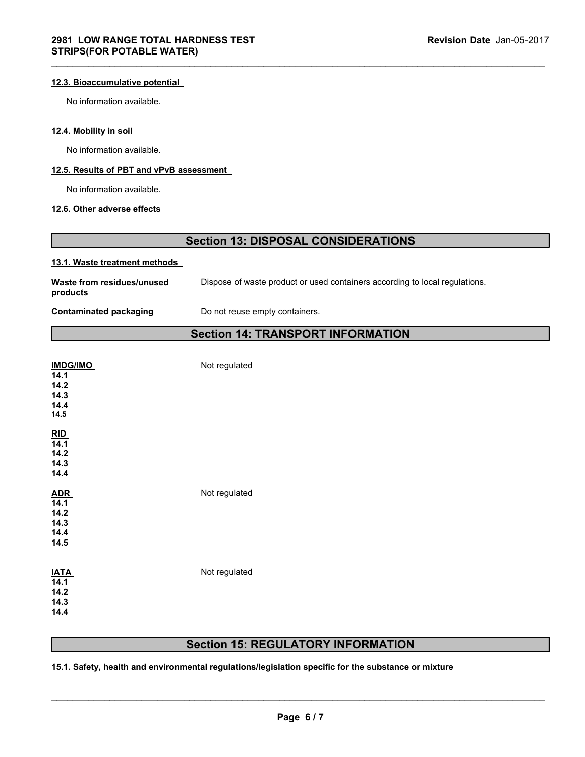#### 12.3. Bioaccumulative potential

No information available.

#### 12.4. Mobility in soil

No information available.

#### 12.5. Results of PBT and vPvB assessment

No information available.

#### 12.6. Other adverse effects

## Section 13: DISPOSAL CONSIDERATIONS

#### 13.1. Waste treatment methods

**Waste from residues/unused products** Dispose of waste product or used containers according to local regulations.

**Contaminated packaging** Do not reuse empty containers.

## Section 14: TRANSPORT INFORMATION

**IMDG/IMO** Not regulated
**14.1**
**14.2**
**14.3**
**14.4**
**14.5**

**RID**
**14.1**
**14.2**
**14.3**
**14.4**

**ADR** Not regulated
**14.1**
**14.2**
**14.3**
**14.4**
**14.5**

**IATA** Not regulated
**14.1**
**14.2**
**14.3**
**14.4**

## Section 15: REGULATORY INFORMATION

#### 15.1. Safety, health and environmental regulations/legislation specific for the substance or mixture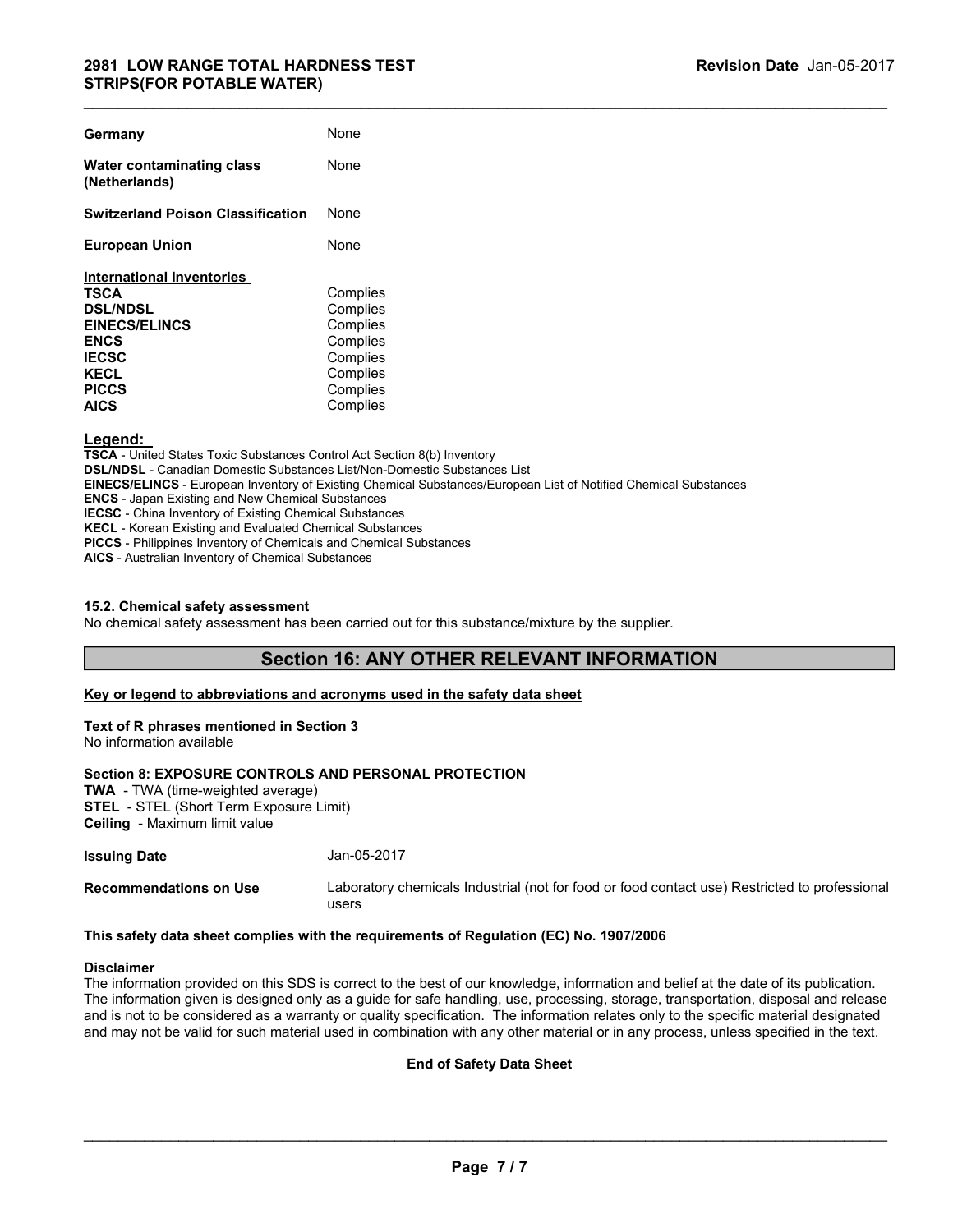| | |
|---|---|
| **Germany** | None |
| **Water contaminating class (Netherlands)** | None |
| **Switzerland Poison Classification** | None |
| **European Union** | None |

**International Inventories**

| | |
|---|---|
| **TSCA** | Complies |
| **DSL/NDSL** | Complies |
| **EINECS/ELINCS** | Complies |
| **ENCS** | Complies |
| **IECSC** | Complies |
| **KECL** | Complies |
| **PICCS** | Complies |
| **AICS** | Complies |

**Legend:**

**TSCA** - United States Toxic Substances Control Act Section 8(b) Inventory
**DSL/NDSL** - Canadian Domestic Substances List/Non-Domestic Substances List
**EINECS/ELINCS** - European Inventory of Existing Chemical Substances/European List of Notified Chemical Substances
**ENCS** - Japan Existing and New Chemical Substances
**IECSC** - China Inventory of Existing Chemical Substances
**KECL** - Korean Existing and Evaluated Chemical Substances
**PICCS** - Philippines Inventory of Chemicals and Chemical Substances
**AICS** - Australian Inventory of Chemical Substances

### 15.2. Chemical safety assessment

No chemical safety assessment has been carried out for this substance/mixture by the supplier.

## Section 16: ANY OTHER RELEVANT INFORMATION

**Key or legend to abbreviations and acronyms used in the safety data sheet**

**Text of R phrases mentioned in Section 3**
No information available

**Section 8: EXPOSURE CONTROLS AND PERSONAL PROTECTION**
**TWA** - TWA (time-weighted average)
**STEL** - STEL (Short Term Exposure Limit)
**Ceiling** - Maximum limit value

| | |
|---|---|
| **Issuing Date** | Jan-05-2017 |
| **Recommendations on Use** | Laboratory chemicals Industrial (not for food or food contact use) Restricted to professional users |

**This safety data sheet complies with the requirements of Regulation (EC) No. 1907/2006**

**Disclaimer**
The information provided on this SDS is correct to the best of our knowledge, information and belief at the date of its publication. The information given is designed only as a guide for safe handling, use, processing, storage, transportation, disposal and release and is not to be considered as a warranty or quality specification. The information relates only to the specific material designated and may not be valid for such material used in combination with any other material or in any process, unless specified in the text.

**End of Safety Data Sheet**